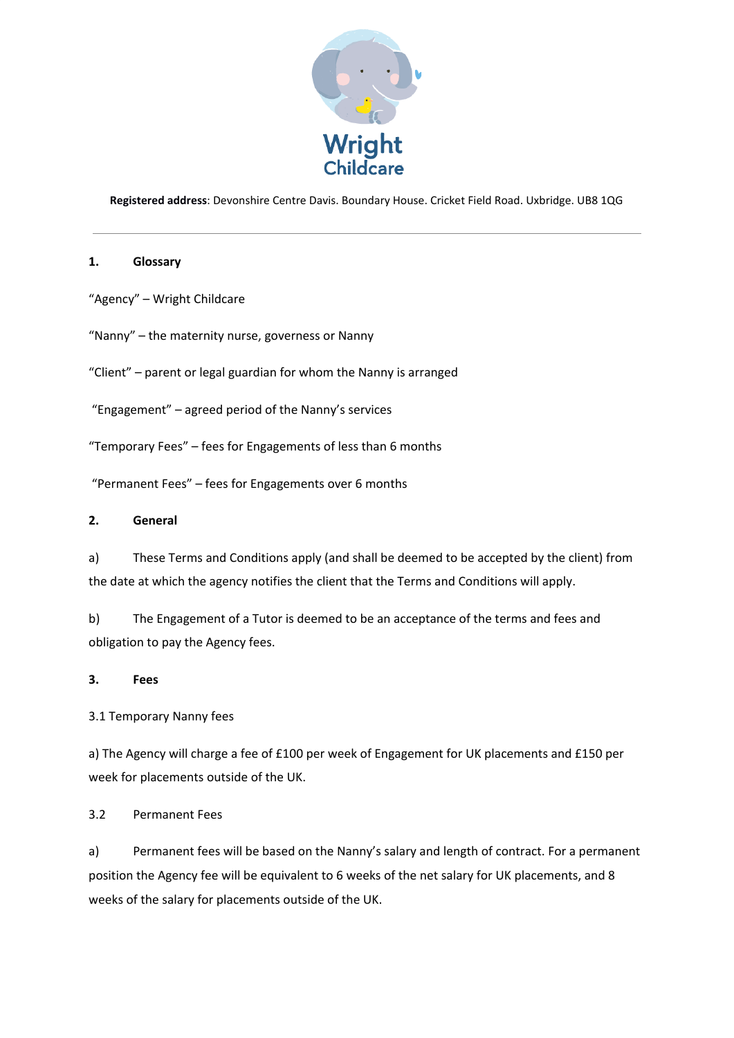# Wright Childcare

**Registered address**: Devonshire Centre Davis. Boundary House. Cricket Field Road. Uxbridge. UB8 1QG

---

## 1. Glossary

"Agency" – Wright Childcare

"Nanny" – the maternity nurse, governess or Nanny

"Client" – parent or legal guardian for whom the Nanny is arranged

"Engagement" – agreed period of the Nanny's services

"Temporary Fees" – fees for Engagements of less than 6 months

"Permanent Fees" – fees for Engagements over 6 months

## 2. General

a) These Terms and Conditions apply (and shall be deemed to be accepted by the client) from the date at which the agency notifies the client that the Terms and Conditions will apply.

b) The Engagement of a Tutor is deemed to be an acceptance of the terms and fees and obligation to pay the Agency fees.

## 3. Fees

3.1 Temporary Nanny fees

a) The Agency will charge a fee of £100 per week of Engagement for UK placements and £150 per week for placements outside of the UK.

3.2 Permanent Fees

a) Permanent fees will be based on the Nanny's salary and length of contract. For a permanent position the Agency fee will be equivalent to 6 weeks of the net salary for UK placements, and 8 weeks of the salary for placements outside of the UK.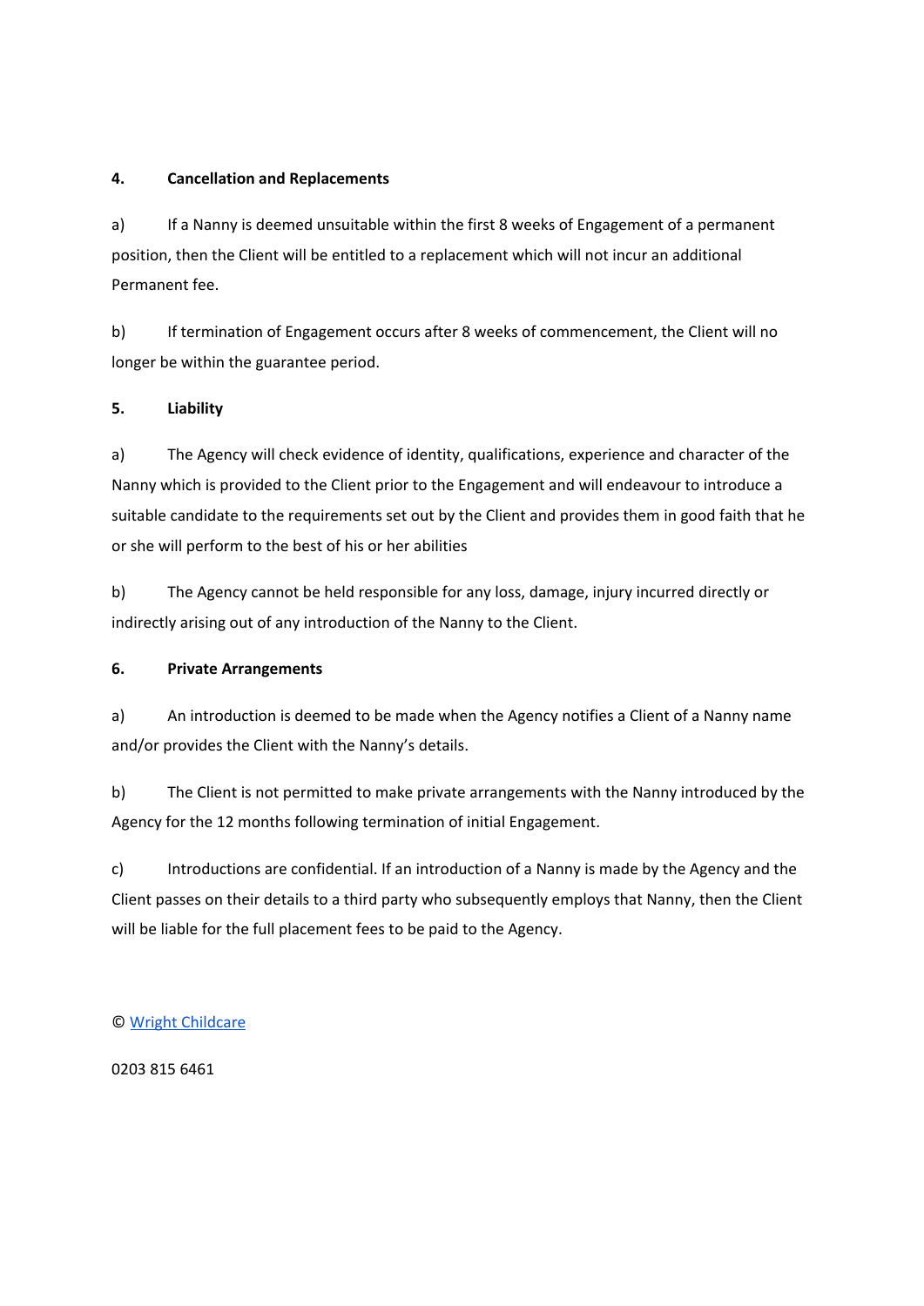**4. Cancellation and Replacements**

a) If a Nanny is deemed unsuitable within the first 8 weeks of Engagement of a permanent position, then the Client will be entitled to a replacement which will not incur an additional Permanent fee.

b) If termination of Engagement occurs after 8 weeks of commencement, the Client will no longer be within the guarantee period.

**5. Liability**

a) The Agency will check evidence of identity, qualifications, experience and character of the Nanny which is provided to the Client prior to the Engagement and will endeavour to introduce a suitable candidate to the requirements set out by the Client and provides them in good faith that he or she will perform to the best of his or her abilities

b) The Agency cannot be held responsible for any loss, damage, injury incurred directly or indirectly arising out of any introduction of the Nanny to the Client.

**6. Private Arrangements**

a) An introduction is deemed to be made when the Agency notifies a Client of a Nanny name and/or provides the Client with the Nanny's details.

b) The Client is not permitted to make private arrangements with the Nanny introduced by the Agency for the 12 months following termination of initial Engagement.

c) Introductions are confidential. If an introduction of a Nanny is made by the Agency and the Client passes on their details to a third party who subsequently employs that Nanny, then the Client will be liable for the full placement fees to be paid to the Agency.

© Wright Childcare

0203 815 6461